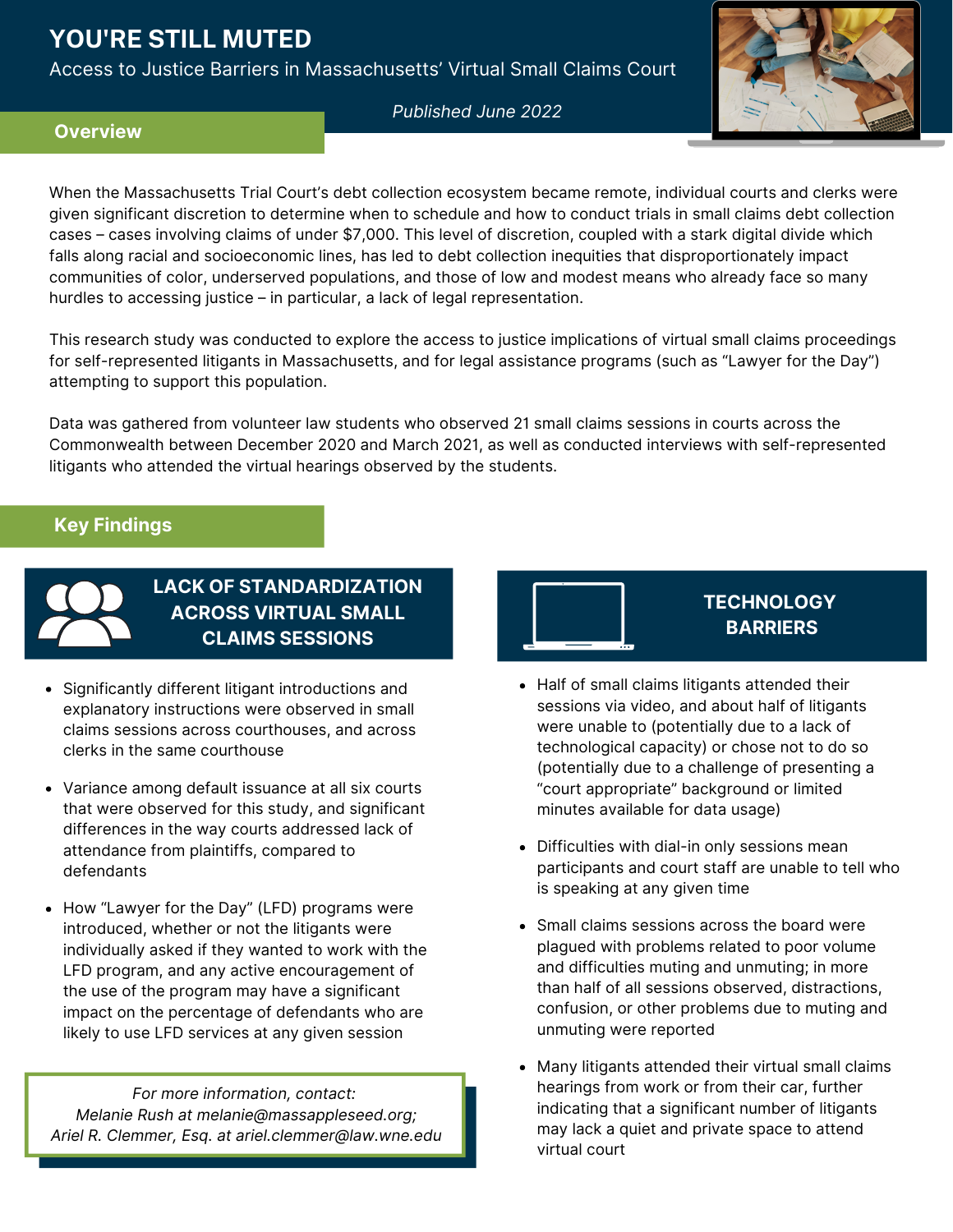# YOU'RE STILL MUTED

Access to Justice Barriers in Massachusetts' Virtual Small Claims Court

*Published June 2022*

## Overview

When the Massachusetts Trial Court's debt collection ecosystem became remote, individual courts and clerks were given significant discretion to determine when to schedule and how to conduct trials in small claims debt collection cases – cases involving claims of under $7,000. This level of discretion, coupled with a stark digital divide which falls along racial and socioeconomic lines, has led to debt collection inequities that disproportionately impact communities of color, underserved populations, and those of low and modest means who already face so many hurdles to accessing justice – in particular, a lack of legal representation.

This research study was conducted to explore the access to justice implications of virtual small claims proceedings for self-represented litigants in Massachusetts, and for legal assistance programs (such as "Lawyer for the Day") attempting to support this population.

Data was gathered from volunteer law students who observed 21 small claims sessions in courts across the Commonwealth between December 2020 and March 2021, as well as conducted interviews with self-represented litigants who attended the virtual hearings observed by the students.

## Key Findings

### LACK OF STANDARDIZATION ACROSS VIRTUAL SMALL CLAIMS SESSIONS

- Significantly different litigant introductions and explanatory instructions were observed in small claims sessions across courthouses, and across clerks in the same courthouse
- Variance among default issuance at all six courts that were observed for this study, and significant differences in the way courts addressed lack of attendance from plaintiffs, compared to defendants
- How "Lawyer for the Day" (LFD) programs were introduced, whether or not the litigants were individually asked if they wanted to work with the LFD program, and any active encouragement of the use of the program may have a significant impact on the percentage of defendants who are likely to use LFD services at any given session

*For more information, contact:*
*Melanie Rush at melanie@massappleseed.org;*
*Ariel R. Clemmer, Esq. at ariel.clemmer@law.wne.edu*

### TECHNOLOGY BARRIERS

- Half of small claims litigants attended their sessions via video, and about half of litigants were unable to (potentially due to a lack of technological capacity) or chose not to do so (potentially due to a challenge of presenting a "court appropriate" background or limited minutes available for data usage)
- Difficulties with dial-in only sessions mean participants and court staff are unable to tell who is speaking at any given time
- Small claims sessions across the board were plagued with problems related to poor volume and difficulties muting and unmuting; in more than half of all sessions observed, distractions, confusion, or other problems due to muting and unmuting were reported
- Many litigants attended their virtual small claims hearings from work or from their car, further indicating that a significant number of litigants may lack a quiet and private space to attend virtual court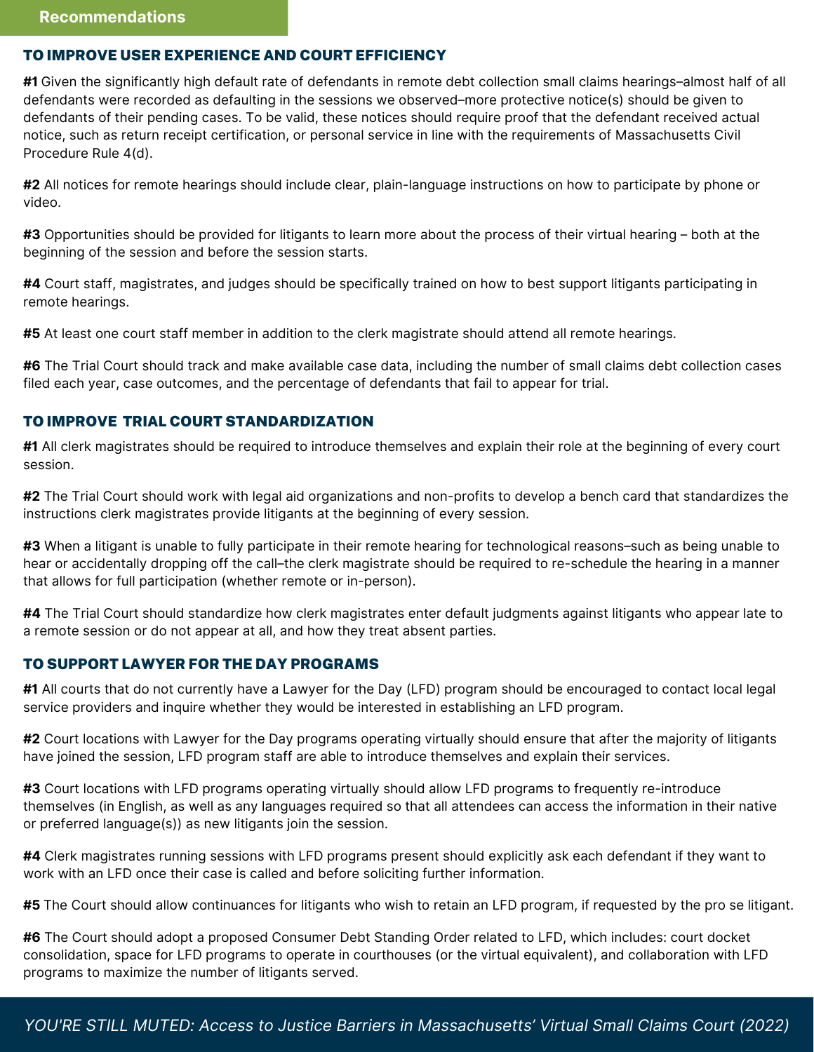## Recommendations

### TO IMPROVE USER EXPERIENCE AND COURT EFFICIENCY

**#1** Given the significantly high default rate of defendants in remote debt collection small claims hearings–almost half of all defendants were recorded as defaulting in the sessions we observed–more protective notice(s) should be given to defendants of their pending cases. To be valid, these notices should require proof that the defendant received actual notice, such as return receipt certification, or personal service in line with the requirements of Massachusetts Civil Procedure Rule 4(d).

**#2** All notices for remote hearings should include clear, plain-language instructions on how to participate by phone or video.

**#3** Opportunities should be provided for litigants to learn more about the process of their virtual hearing – both at the beginning of the session and before the session starts.

**#4** Court staff, magistrates, and judges should be specifically trained on how to best support litigants participating in remote hearings.

**#5** At least one court staff member in addition to the clerk magistrate should attend all remote hearings.

**#6** The Trial Court should track and make available case data, including the number of small claims debt collection cases filed each year, case outcomes, and the percentage of defendants that fail to appear for trial.

### TO IMPROVE TRIAL COURT STANDARDIZATION

**#1** All clerk magistrates should be required to introduce themselves and explain their role at the beginning of every court session.

**#2** The Trial Court should work with legal aid organizations and non-profits to develop a bench card that standardizes the instructions clerk magistrates provide litigants at the beginning of every session.

**#3** When a litigant is unable to fully participate in their remote hearing for technological reasons–such as being unable to hear or accidentally dropping off the call–the clerk magistrate should be required to re-schedule the hearing in a manner that allows for full participation (whether remote or in-person).

**#4** The Trial Court should standardize how clerk magistrates enter default judgments against litigants who appear late to a remote session or do not appear at all, and how they treat absent parties.

### TO SUPPORT LAWYER FOR THE DAY PROGRAMS

**#1** All courts that do not currently have a Lawyer for the Day (LFD) program should be encouraged to contact local legal service providers and inquire whether they would be interested in establishing an LFD program.

**#2** Court locations with Lawyer for the Day programs operating virtually should ensure that after the majority of litigants have joined the session, LFD program staff are able to introduce themselves and explain their services.

**#3** Court locations with LFD programs operating virtually should allow LFD programs to frequently re-introduce themselves (in English, as well as any languages required so that all attendees can access the information in their native or preferred language(s)) as new litigants join the session.

**#4** Clerk magistrates running sessions with LFD programs present should explicitly ask each defendant if they want to work with an LFD once their case is called and before soliciting further information.

**#5** The Court should allow continuances for litigants who wish to retain an LFD program, if requested by the pro se litigant.

**#6** The Court should adopt a proposed Consumer Debt Standing Order related to LFD, which includes: court docket consolidation, space for LFD programs to operate in courthouses (or the virtual equivalent), and collaboration with LFD programs to maximize the number of litigants served.